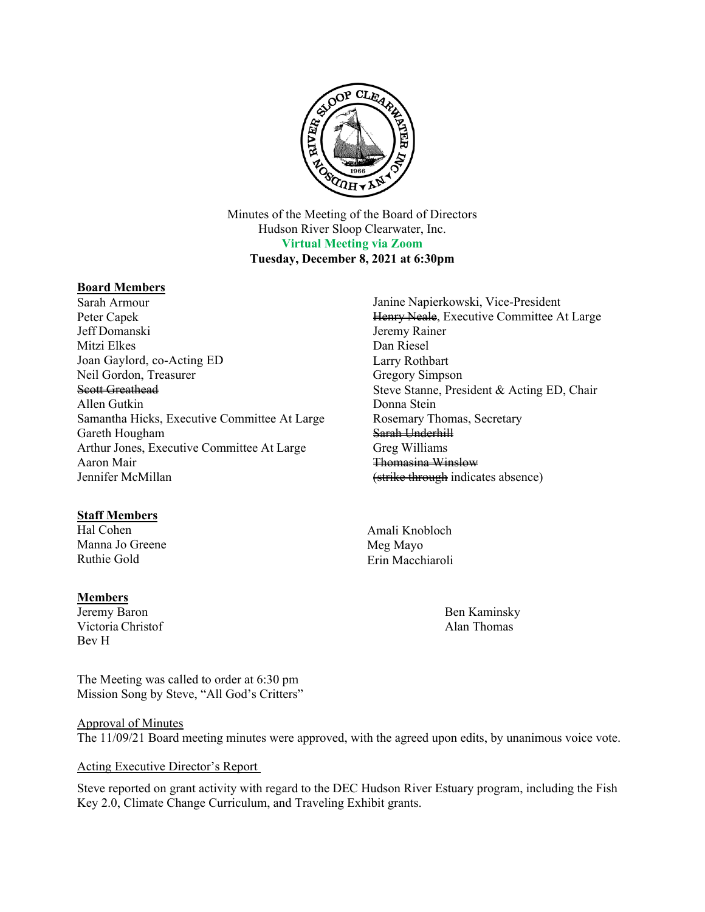Minutes of the Meeting of the Board of Directors
Hudson River Sloop Clearwater, Inc.
**Virtual Meeting via Zoom**
**Tuesday, December 8, 2021 at 6:30pm**

**Board Members**

Sarah Armour
Peter Capek
Jeff Domanski
Mitzi Elkes
Joan Gaylord, co-Acting ED
Neil Gordon, Treasurer
~~Scott Greathead~~
Allen Gutkin
Samantha Hicks, Executive Committee At Large
Gareth Hougham
Arthur Jones, Executive Committee At Large
Aaron Mair
Jennifer McMillan
Janine Napierkowski, Vice-President
~~Henry Neale~~, Executive Committee At Large
Jeremy Rainer
Dan Riesel
Larry Rothbart
Gregory Simpson
Steve Stanne, President & Acting ED, Chair
Donna Stein
Rosemary Thomas, Secretary
~~Sarah Underhill~~
Greg Williams
~~Thomasina Winslow~~
(~~strike through~~ indicates absence)

**Staff Members**

Hal Cohen
Manna Jo Greene
Ruthie Gold
Amali Knobloch
Meg Mayo
Erin Macchiaroli

**Members**

Jeremy Baron
Victoria Christof
Bev H
Ben Kaminsky
Alan Thomas

The Meeting was called to order at 6:30 pm
Mission Song by Steve, "All God's Critters"

Approval of Minutes

The 11/09/21 Board meeting minutes were approved, with the agreed upon edits, by unanimous voice vote.

Acting Executive Director's Report

Steve reported on grant activity with regard to the DEC Hudson River Estuary program, including the Fish Key 2.0, Climate Change Curriculum, and Traveling Exhibit grants.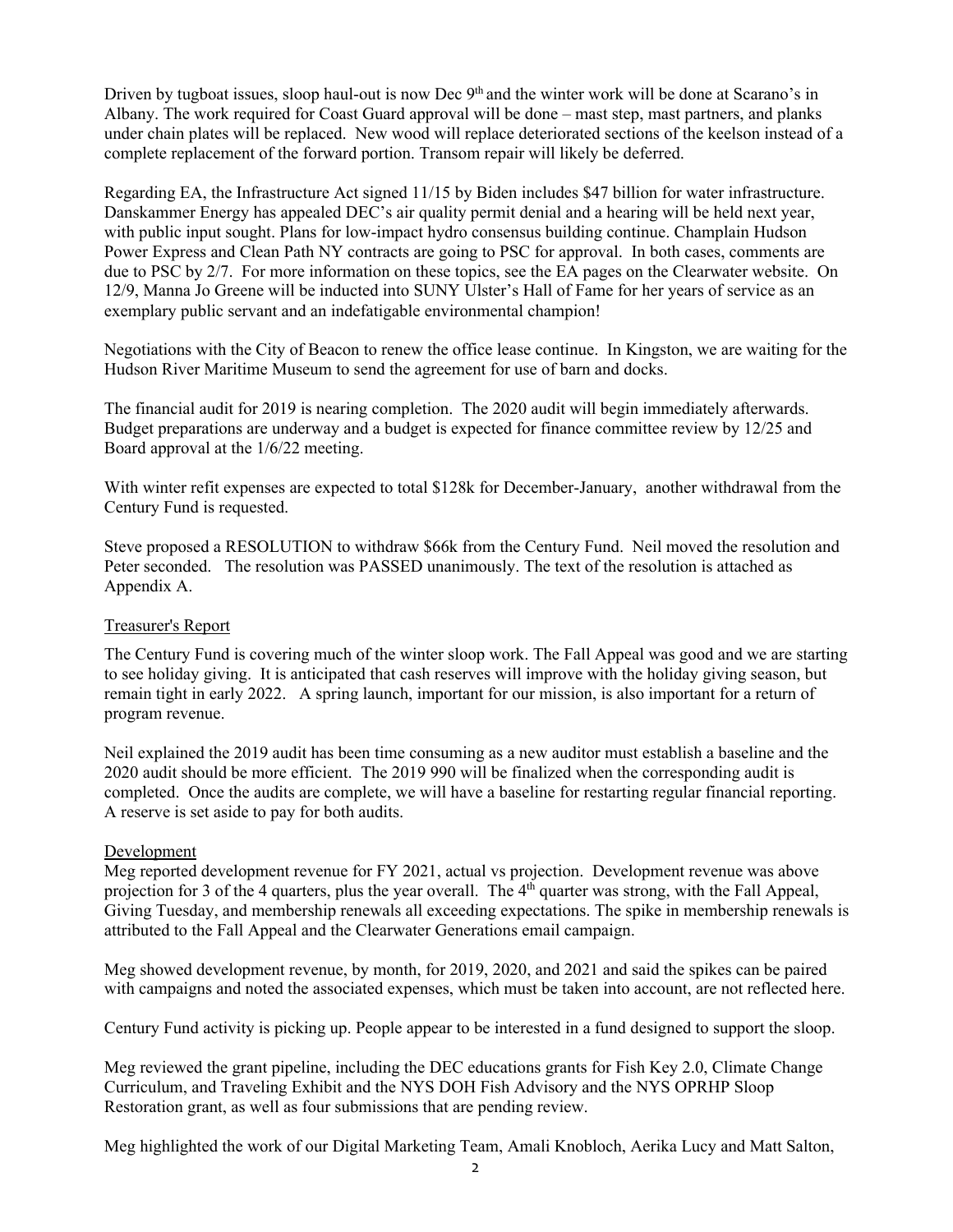Driven by tugboat issues, sloop haul-out is now Dec 9th and the winter work will be done at Scarano's in Albany. The work required for Coast Guard approval will be done – mast step, mast partners, and planks under chain plates will be replaced. New wood will replace deteriorated sections of the keelson instead of a complete replacement of the forward portion. Transom repair will likely be deferred.

Regarding EA, the Infrastructure Act signed 11/15 by Biden includes $47 billion for water infrastructure. Danskammer Energy has appealed DEC's air quality permit denial and a hearing will be held next year, with public input sought. Plans for low-impact hydro consensus building continue. Champlain Hudson Power Express and Clean Path NY contracts are going to PSC for approval. In both cases, comments are due to PSC by 2/7. For more information on these topics, see the EA pages on the Clearwater website. On 12/9, Manna Jo Greene will be inducted into SUNY Ulster's Hall of Fame for her years of service as an exemplary public servant and an indefatigable environmental champion!

Negotiations with the City of Beacon to renew the office lease continue. In Kingston, we are waiting for the Hudson River Maritime Museum to send the agreement for use of barn and docks.

The financial audit for 2019 is nearing completion. The 2020 audit will begin immediately afterwards. Budget preparations are underway and a budget is expected for finance committee review by 12/25 and Board approval at the 1/6/22 meeting.

With winter refit expenses are expected to total $128k for December-January, another withdrawal from the Century Fund is requested.

Steve proposed a RESOLUTION to withdraw $66k from the Century Fund. Neil moved the resolution and Peter seconded. The resolution was PASSED unanimously. The text of the resolution is attached as Appendix A.

Treasurer's Report

The Century Fund is covering much of the winter sloop work. The Fall Appeal was good and we are starting to see holiday giving. It is anticipated that cash reserves will improve with the holiday giving season, but remain tight in early 2022. A spring launch, important for our mission, is also important for a return of program revenue.

Neil explained the 2019 audit has been time consuming as a new auditor must establish a baseline and the 2020 audit should be more efficient. The 2019 990 will be finalized when the corresponding audit is completed. Once the audits are complete, we will have a baseline for restarting regular financial reporting. A reserve is set aside to pay for both audits.

Development

Meg reported development revenue for FY 2021, actual vs projection. Development revenue was above projection for 3 of the 4 quarters, plus the year overall. The 4th quarter was strong, with the Fall Appeal, Giving Tuesday, and membership renewals all exceeding expectations. The spike in membership renewals is attributed to the Fall Appeal and the Clearwater Generations email campaign.

Meg showed development revenue, by month, for 2019, 2020, and 2021 and said the spikes can be paired with campaigns and noted the associated expenses, which must be taken into account, are not reflected here.

Century Fund activity is picking up. People appear to be interested in a fund designed to support the sloop.

Meg reviewed the grant pipeline, including the DEC educations grants for Fish Key 2.0, Climate Change Curriculum, and Traveling Exhibit and the NYS DOH Fish Advisory and the NYS OPRHP Sloop Restoration grant, as well as four submissions that are pending review.

Meg highlighted the work of our Digital Marketing Team, Amali Knobloch, Aerika Lucy and Matt Salton,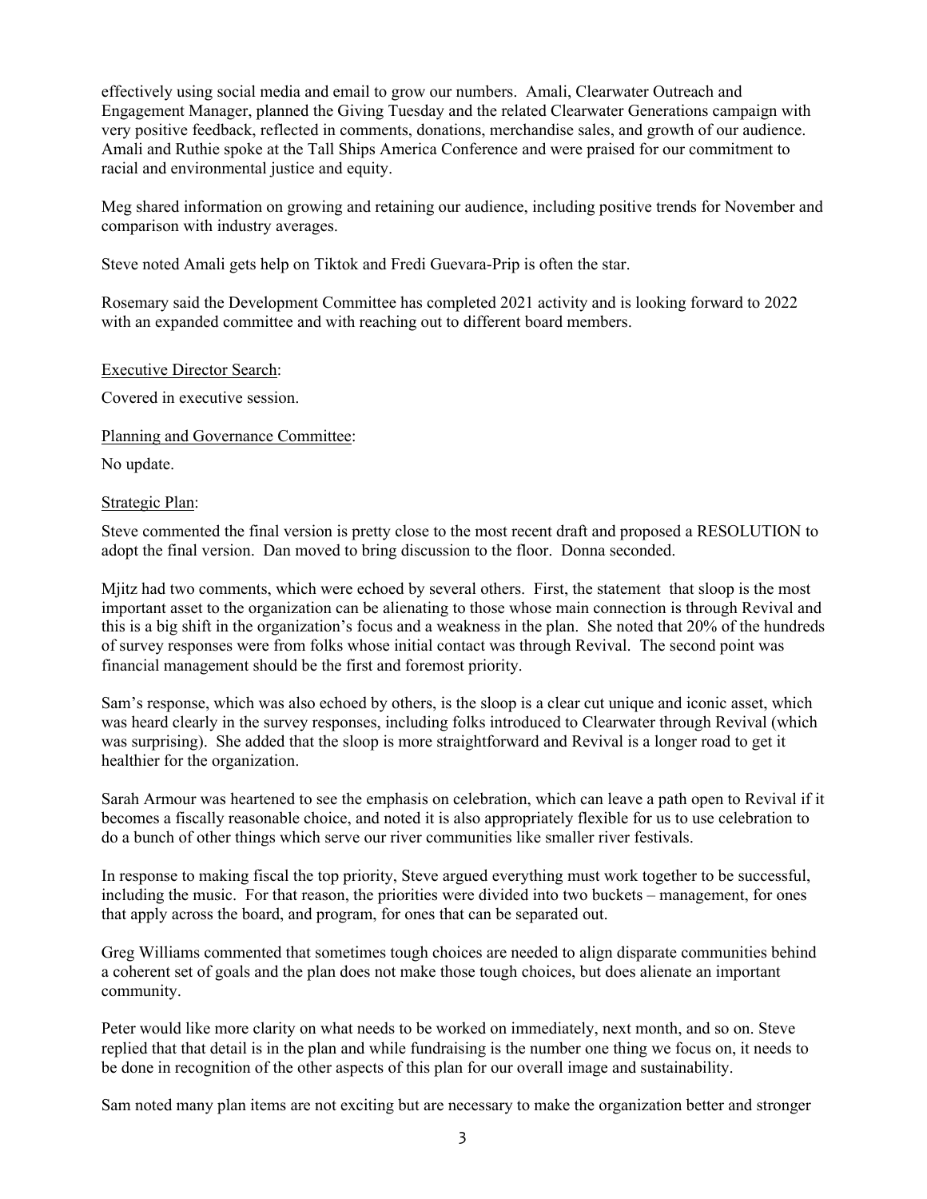effectively using social media and email to grow our numbers. Amali, Clearwater Outreach and Engagement Manager, planned the Giving Tuesday and the related Clearwater Generations campaign with very positive feedback, reflected in comments, donations, merchandise sales, and growth of our audience. Amali and Ruthie spoke at the Tall Ships America Conference and were praised for our commitment to racial and environmental justice and equity.

Meg shared information on growing and retaining our audience, including positive trends for November and comparison with industry averages.

Steve noted Amali gets help on Tiktok and Fredi Guevara-Prip is often the star.

Rosemary said the Development Committee has completed 2021 activity and is looking forward to 2022 with an expanded committee and with reaching out to different board members.

<u>Executive Director Search</u>:

Covered in executive session.

<u>Planning and Governance Committee</u>:

No update.

<u>Strategic Plan</u>:

Steve commented the final version is pretty close to the most recent draft and proposed a RESOLUTION to adopt the final version. Dan moved to bring discussion to the floor. Donna seconded.

Mjitz had two comments, which were echoed by several others. First, the statement that sloop is the most important asset to the organization can be alienating to those whose main connection is through Revival and this is a big shift in the organization's focus and a weakness in the plan. She noted that 20% of the hundreds of survey responses were from folks whose initial contact was through Revival. The second point was financial management should be the first and foremost priority.

Sam's response, which was also echoed by others, is the sloop is a clear cut unique and iconic asset, which was heard clearly in the survey responses, including folks introduced to Clearwater through Revival (which was surprising). She added that the sloop is more straightforward and Revival is a longer road to get it healthier for the organization.

Sarah Armour was heartened to see the emphasis on celebration, which can leave a path open to Revival if it becomes a fiscally reasonable choice, and noted it is also appropriately flexible for us to use celebration to do a bunch of other things which serve our river communities like smaller river festivals.

In response to making fiscal the top priority, Steve argued everything must work together to be successful, including the music. For that reason, the priorities were divided into two buckets – management, for ones that apply across the board, and program, for ones that can be separated out.

Greg Williams commented that sometimes tough choices are needed to align disparate communities behind a coherent set of goals and the plan does not make those tough choices, but does alienate an important community.

Peter would like more clarity on what needs to be worked on immediately, next month, and so on. Steve replied that that detail is in the plan and while fundraising is the number one thing we focus on, it needs to be done in recognition of the other aspects of this plan for our overall image and sustainability.

Sam noted many plan items are not exciting but are necessary to make the organization better and stronger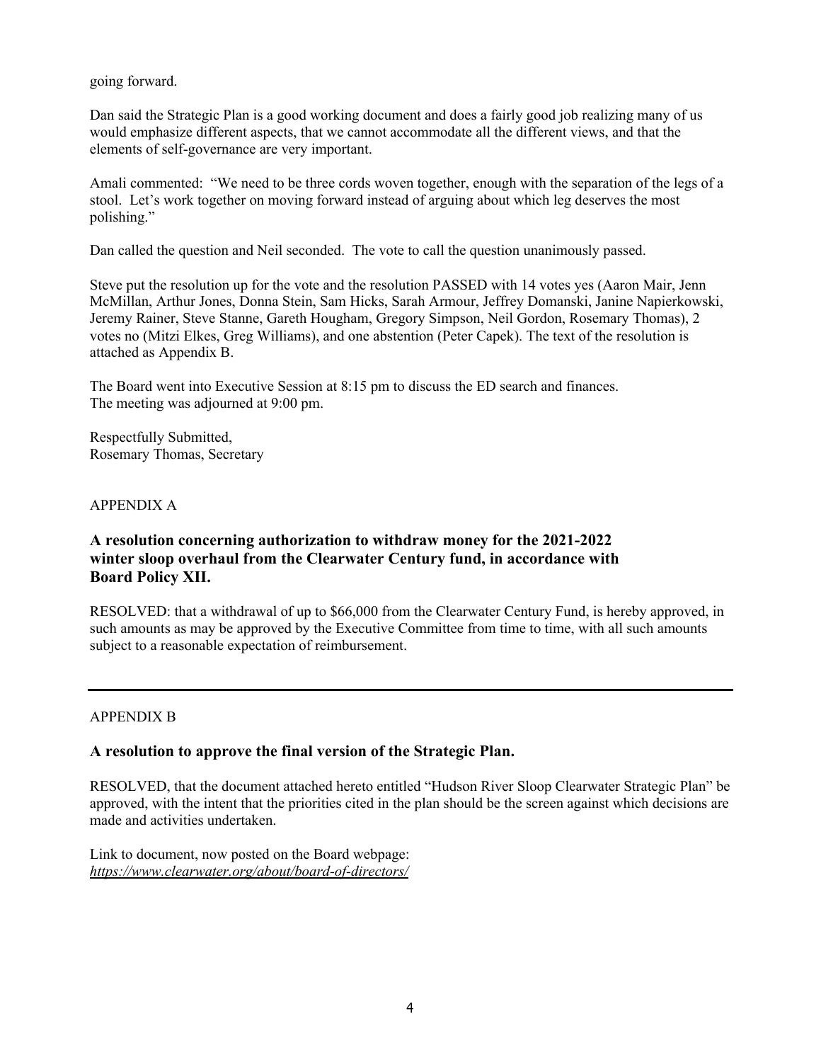going forward.

Dan said the Strategic Plan is a good working document and does a fairly good job realizing many of us would emphasize different aspects, that we cannot accommodate all the different views, and that the elements of self-governance are very important.

Amali commented: "We need to be three cords woven together, enough with the separation of the legs of a stool. Let's work together on moving forward instead of arguing about which leg deserves the most polishing."

Dan called the question and Neil seconded. The vote to call the question unanimously passed.

Steve put the resolution up for the vote and the resolution PASSED with 14 votes yes (Aaron Mair, Jenn McMillan, Arthur Jones, Donna Stein, Sam Hicks, Sarah Armour, Jeffrey Domanski, Janine Napierkowski, Jeremy Rainer, Steve Stanne, Gareth Hougham, Gregory Simpson, Neil Gordon, Rosemary Thomas), 2 votes no (Mitzi Elkes, Greg Williams), and one abstention (Peter Capek). The text of the resolution is attached as Appendix B.

The Board went into Executive Session at 8:15 pm to discuss the ED search and finances.
The meeting was adjourned at 9:00 pm.

Respectfully Submitted,
Rosemary Thomas, Secretary

APPENDIX A

**A resolution concerning authorization to withdraw money for the 2021-2022 winter sloop overhaul from the Clearwater Century fund, in accordance with Board Policy XII.**

RESOLVED: that a withdrawal of up to $66,000 from the Clearwater Century Fund, is hereby approved, in such amounts as may be approved by the Executive Committee from time to time, with all such amounts subject to a reasonable expectation of reimbursement.

---

APPENDIX B

**A resolution to approve the final version of the Strategic Plan.**

RESOLVED, that the document attached hereto entitled "Hudson River Sloop Clearwater Strategic Plan" be approved, with the intent that the priorities cited in the plan should be the screen against which decisions are made and activities undertaken.

Link to document, now posted on the Board webpage:
*https://www.clearwater.org/about/board-of-directors/*